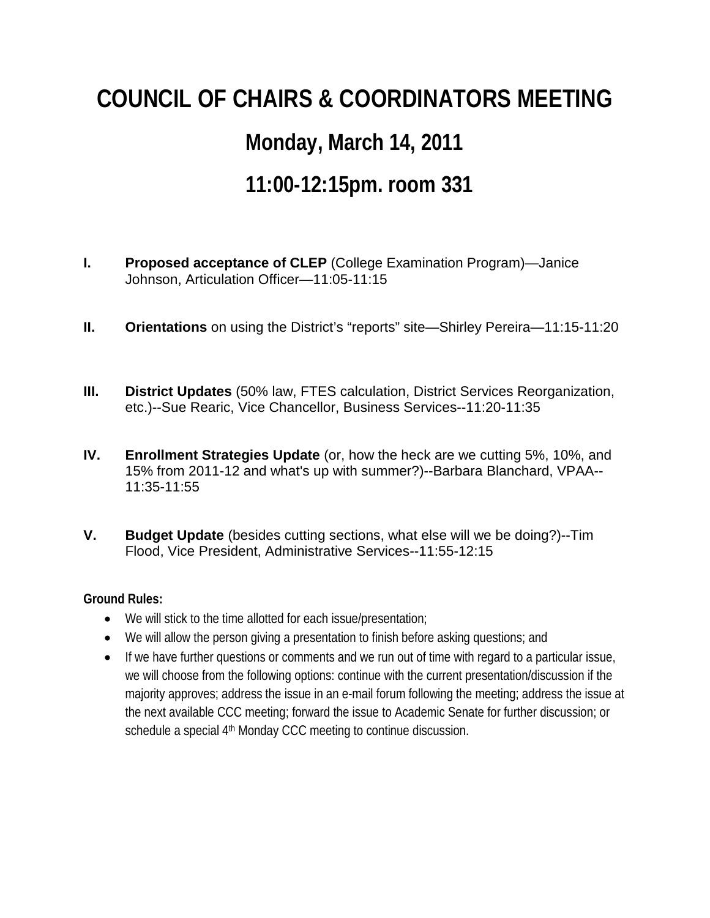# COUNCIL OF CHAIRS & COORDINATORS MEETING

## Monday, March 14, 2011

## 11:00-12:15pm. room 331

**I.** **Proposed acceptance of CLEP** (College Examination Program)—Janice Johnson, Articulation Officer—11:05-11:15

**II.** **Orientations** on using the District's "reports" site—Shirley Pereira—11:15-11:20

**III.** **District Updates** (50% law, FTES calculation, District Services Reorganization, etc.)--Sue Rearic, Vice Chancellor, Business Services--11:20-11:35

**IV.** **Enrollment Strategies Update** (or, how the heck are we cutting 5%, 10%, and 15% from 2011-12 and what's up with summer?)--Barbara Blanchard, VPAA--11:35-11:55

**V.** **Budget Update** (besides cutting sections, what else will we be doing?)--Tim Flood, Vice President, Administrative Services--11:55-12:15

**Ground Rules:**

- We will stick to the time allotted for each issue/presentation;
- We will allow the person giving a presentation to finish before asking questions; and
- If we have further questions or comments and we run out of time with regard to a particular issue, we will choose from the following options: continue with the current presentation/discussion if the majority approves; address the issue in an e-mail forum following the meeting; address the issue at the next available CCC meeting; forward the issue to Academic Senate for further discussion; or schedule a special 4th Monday CCC meeting to continue discussion.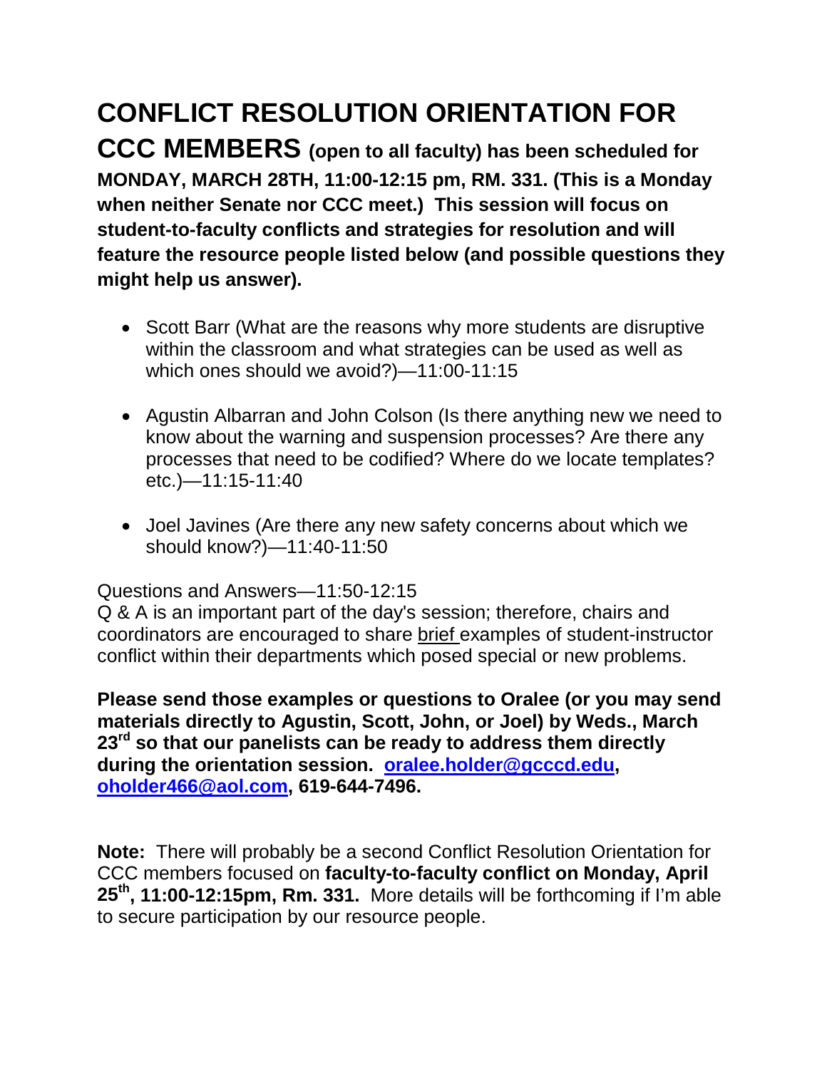# CONFLICT RESOLUTION ORIENTATION FOR CCC MEMBERS **(open to all faculty) has been scheduled for MONDAY, MARCH 28TH, 11:00-12:15 pm, RM. 331. (This is a Monday when neither Senate nor CCC meet.) This session will focus on student-to-faculty conflicts and strategies for resolution and will feature the resource people listed below (and possible questions they might help us answer).**

- Scott Barr (What are the reasons why more students are disruptive within the classroom and what strategies can be used as well as which ones should we avoid?)—11:00-11:15
- Agustin Albarran and John Colson (Is there anything new we need to know about the warning and suspension processes? Are there any processes that need to be codified? Where do we locate templates? etc.)—11:15-11:40
- Joel Javines (Are there any new safety concerns about which we should know?)—11:40-11:50

Questions and Answers—11:50-12:15
Q & A is an important part of the day's session; therefore, chairs and coordinators are encouraged to share brief examples of student-instructor conflict within their departments which posed special or new problems.

**Please send those examples or questions to Oralee (or you may send materials directly to Agustin, Scott, John, or Joel) by Weds., March 23rd so that our panelists can be ready to address them directly during the orientation session. oralee.holder@gcccd.edu, oholder466@aol.com, 619-644-7496.**

**Note:** There will probably be a second Conflict Resolution Orientation for CCC members focused on **faculty-to-faculty conflict on Monday, April 25th, 11:00-12:15pm, Rm. 331.** More details will be forthcoming if I'm able to secure participation by our resource people.